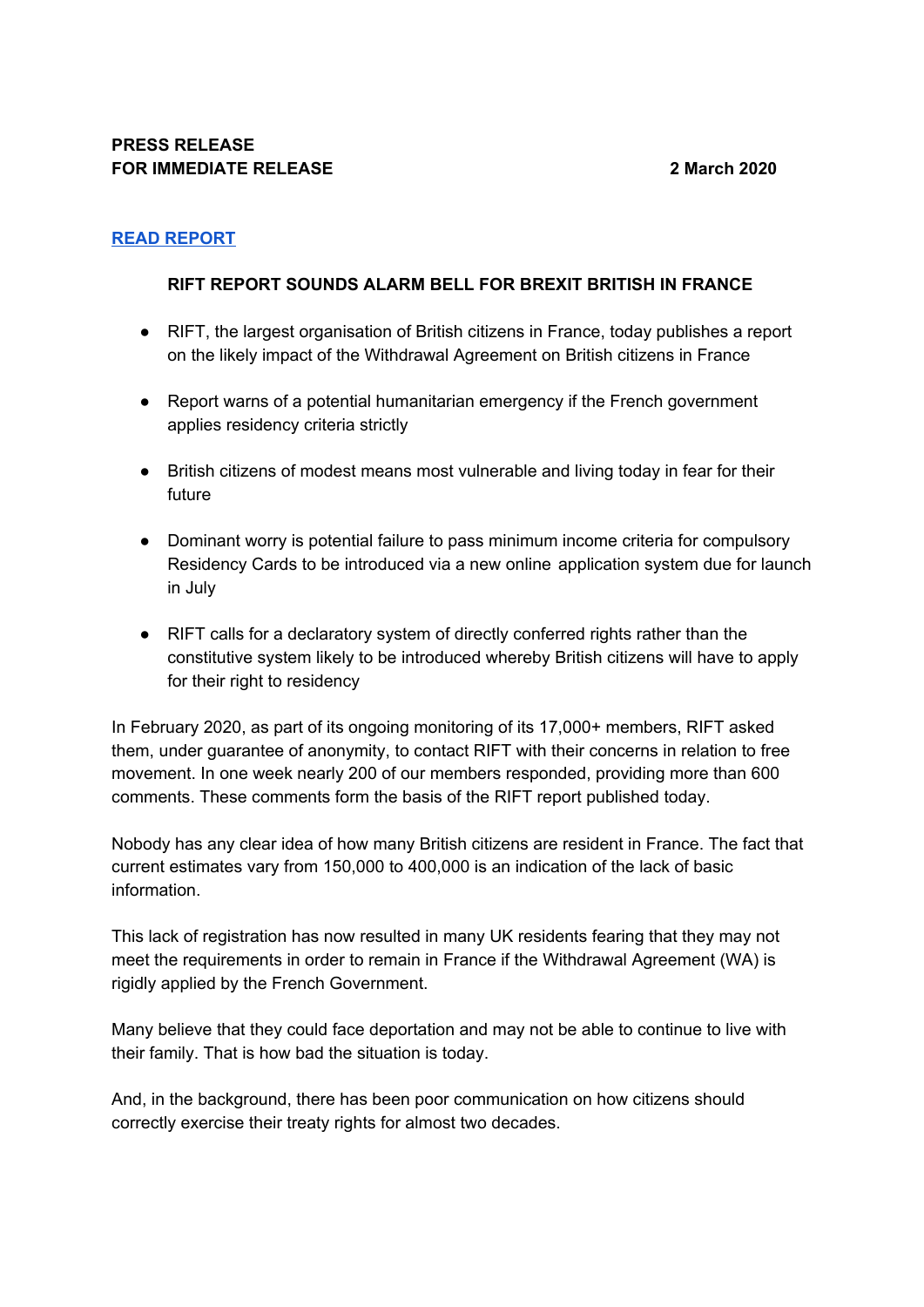**PRESS RELEASE**
**FOR IMMEDIATE RELEASE** **2 March 2020**

**READ REPORT**

## RIFT REPORT SOUNDS ALARM BELL FOR BREXIT BRITISH IN FRANCE

- RIFT, the largest organisation of British citizens in France, today publishes a report on the likely impact of the Withdrawal Agreement on British citizens in France
- Report warns of a potential humanitarian emergency if the French government applies residency criteria strictly
- British citizens of modest means most vulnerable and living today in fear for their future
- Dominant worry is potential failure to pass minimum income criteria for compulsory Residency Cards to be introduced via a new online application system due for launch in July
- RIFT calls for a declaratory system of directly conferred rights rather than the constitutive system likely to be introduced whereby British citizens will have to apply for their right to residency

In February 2020, as part of its ongoing monitoring of its 17,000+ members, RIFT asked them, under guarantee of anonymity, to contact RIFT with their concerns in relation to free movement. In one week nearly 200 of our members responded, providing more than 600 comments. These comments form the basis of the RIFT report published today.

Nobody has any clear idea of how many British citizens are resident in France. The fact that current estimates vary from 150,000 to 400,000 is an indication of the lack of basic information.

This lack of registration has now resulted in many UK residents fearing that they may not meet the requirements in order to remain in France if the Withdrawal Agreement (WA) is rigidly applied by the French Government.

Many believe that they could face deportation and may not be able to continue to live with their family. That is how bad the situation is today.

And, in the background, there has been poor communication on how citizens should correctly exercise their treaty rights for almost two decades.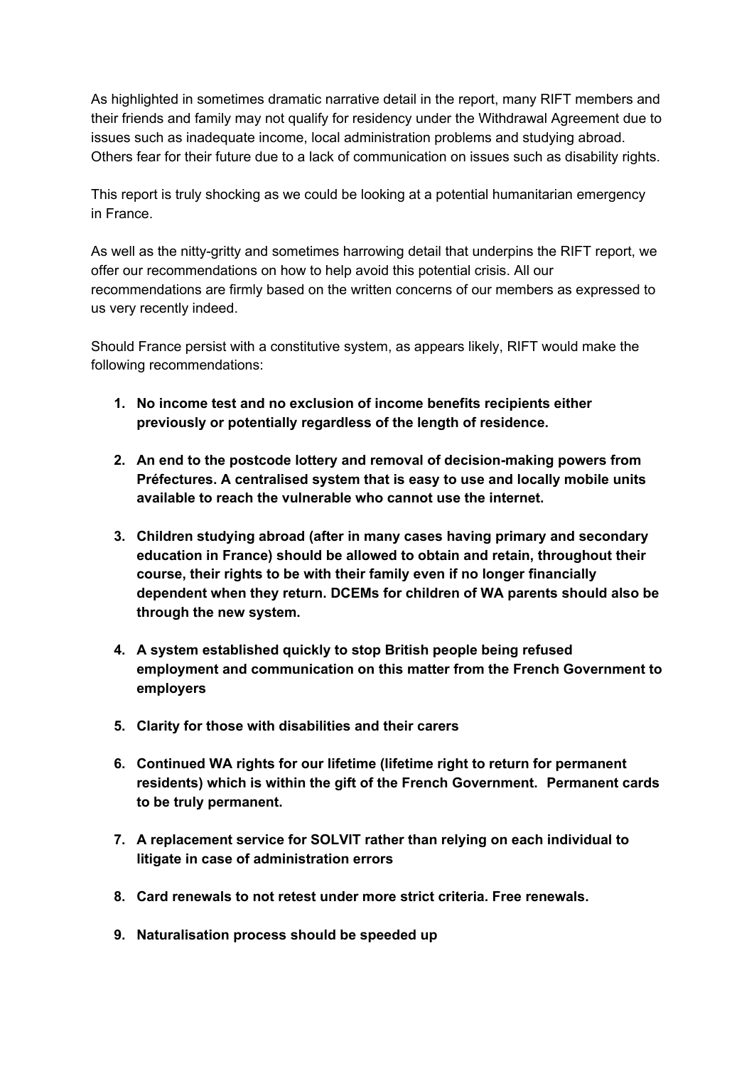As highlighted in sometimes dramatic narrative detail in the report, many RIFT members and their friends and family may not qualify for residency under the Withdrawal Agreement due to issues such as inadequate income, local administration problems and studying abroad. Others fear for their future due to a lack of communication on issues such as disability rights.

This report is truly shocking as we could be looking at a potential humanitarian emergency in France.

As well as the nitty-gritty and sometimes harrowing detail that underpins the RIFT report, we offer our recommendations on how to help avoid this potential crisis. All our recommendations are firmly based on the written concerns of our members as expressed to us very recently indeed.

Should France persist with a constitutive system, as appears likely, RIFT would make the following recommendations:

1. **No income test and no exclusion of income benefits recipients either previously or potentially regardless of the length of residence.**
2. **An end to the postcode lottery and removal of decision-making powers from Préfectures. A centralised system that is easy to use and locally mobile units available to reach the vulnerable who cannot use the internet.**
3. **Children studying abroad (after in many cases having primary and secondary education in France) should be allowed to obtain and retain, throughout their course, their rights to be with their family even if no longer financially dependent when they return. DCEMs for children of WA parents should also be through the new system.**
4. **A system established quickly to stop British people being refused employment and communication on this matter from the French Government to employers**
5. **Clarity for those with disabilities and their carers**
6. **Continued WA rights for our lifetime (lifetime right to return for permanent residents) which is within the gift of the French Government. Permanent cards to be truly permanent.**
7. **A replacement service for SOLVIT rather than relying on each individual to litigate in case of administration errors**
8. **Card renewals to not retest under more strict criteria. Free renewals.**
9. **Naturalisation process should be speeded up**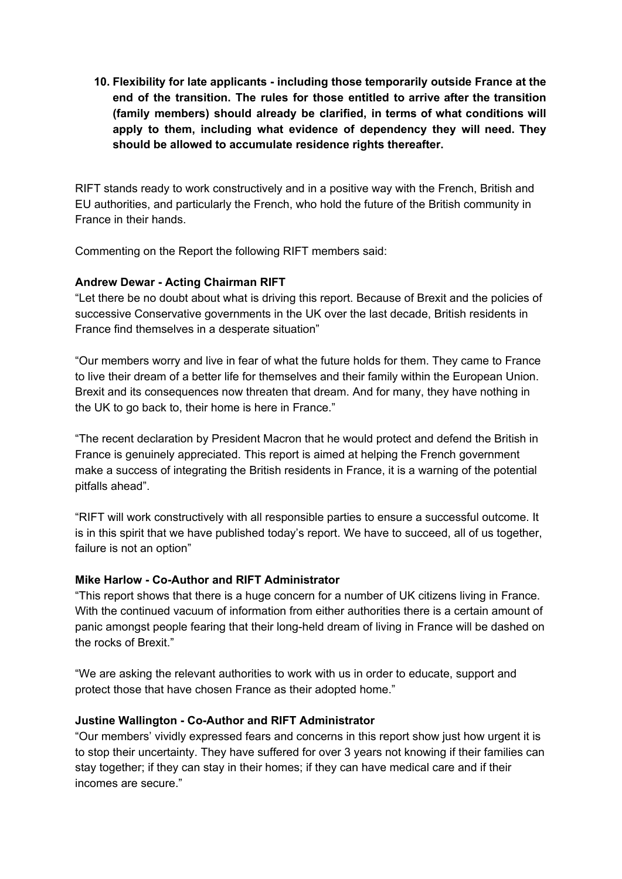10. **Flexibility for late applicants - including those temporarily outside France at the end of the transition. The rules for those entitled to arrive after the transition (family members) should already be clarified, in terms of what conditions will apply to them, including what evidence of dependency they will need. They should be allowed to accumulate residence rights thereafter.**

RIFT stands ready to work constructively and in a positive way with the French, British and EU authorities, and particularly the French, who hold the future of the British community in France in their hands.

Commenting on the Report the following RIFT members said:

**Andrew Dewar - Acting Chairman RIFT**

"Let there be no doubt about what is driving this report. Because of Brexit and the policies of successive Conservative governments in the UK over the last decade, British residents in France find themselves in a desperate situation"

"Our members worry and live in fear of what the future holds for them. They came to France to live their dream of a better life for themselves and their family within the European Union. Brexit and its consequences now threaten that dream. And for many, they have nothing in the UK to go back to, their home is here in France."

"The recent declaration by President Macron that he would protect and defend the British in France is genuinely appreciated. This report is aimed at helping the French government make a success of integrating the British residents in France, it is a warning of the potential pitfalls ahead".

"RIFT will work constructively with all responsible parties to ensure a successful outcome. It is in this spirit that we have published today's report. We have to succeed, all of us together, failure is not an option"

**Mike Harlow - Co-Author and RIFT Administrator**

"This report shows that there is a huge concern for a number of UK citizens living in France. With the continued vacuum of information from either authorities there is a certain amount of panic amongst people fearing that their long-held dream of living in France will be dashed on the rocks of Brexit."

"We are asking the relevant authorities to work with us in order to educate, support and protect those that have chosen France as their adopted home."

**Justine Wallington - Co-Author and RIFT Administrator**

"Our members' vividly expressed fears and concerns in this report show just how urgent it is to stop their uncertainty. They have suffered for over 3 years not knowing if their families can stay together; if they can stay in their homes; if they can have medical care and if their incomes are secure."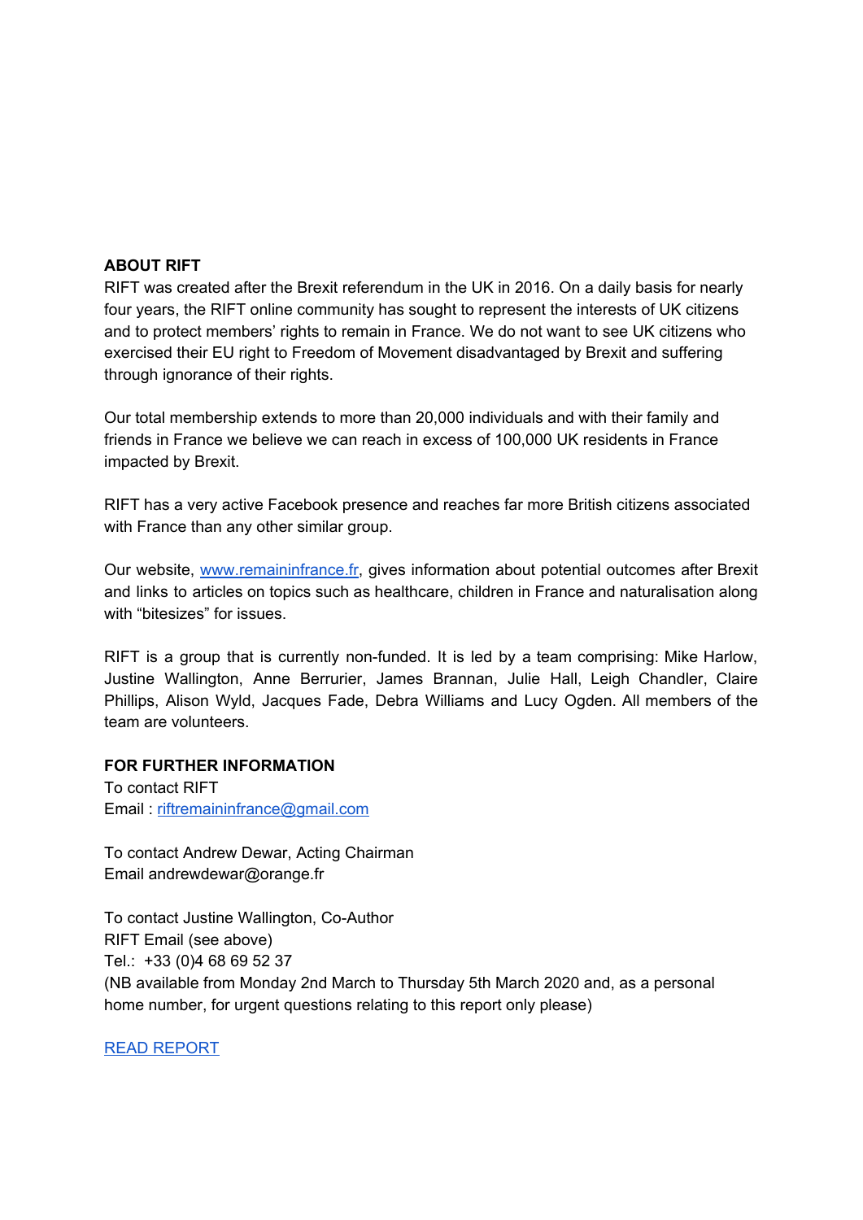**ABOUT RIFT**

RIFT was created after the Brexit referendum in the UK in 2016. On a daily basis for nearly four years, the RIFT online community has sought to represent the interests of UK citizens and to protect members' rights to remain in France. We do not want to see UK citizens who exercised their EU right to Freedom of Movement disadvantaged by Brexit and suffering through ignorance of their rights.

Our total membership extends to more than 20,000 individuals and with their family and friends in France we believe we can reach in excess of 100,000 UK residents in France impacted by Brexit.

RIFT has a very active Facebook presence and reaches far more British citizens associated with France than any other similar group.

Our website, [www.remaininfrance.fr](http://www.remaininfrance.fr), gives information about potential outcomes after Brexit and links to articles on topics such as healthcare, children in France and naturalisation along with "bitesizes" for issues.

RIFT is a group that is currently non-funded. It is led by a team comprising: Mike Harlow, Justine Wallington, Anne Berrurier, James Brannan, Julie Hall, Leigh Chandler, Claire Phillips, Alison Wyld, Jacques Fade, Debra Williams and Lucy Ogden. All members of the team are volunteers.

**FOR FURTHER INFORMATION**

To contact RIFT
Email : [riftremaininfrance@gmail.com](mailto:riftremaininfrance@gmail.com)

To contact Andrew Dewar, Acting Chairman
Email andrewdewar@orange.fr

To contact Justine Wallington, Co-Author
RIFT Email (see above)
Tel.: +33 (0)4 68 69 52 37
(NB available from Monday 2nd March to Thursday 5th March 2020 and, as a personal home number, for urgent questions relating to this report only please)

READ REPORT